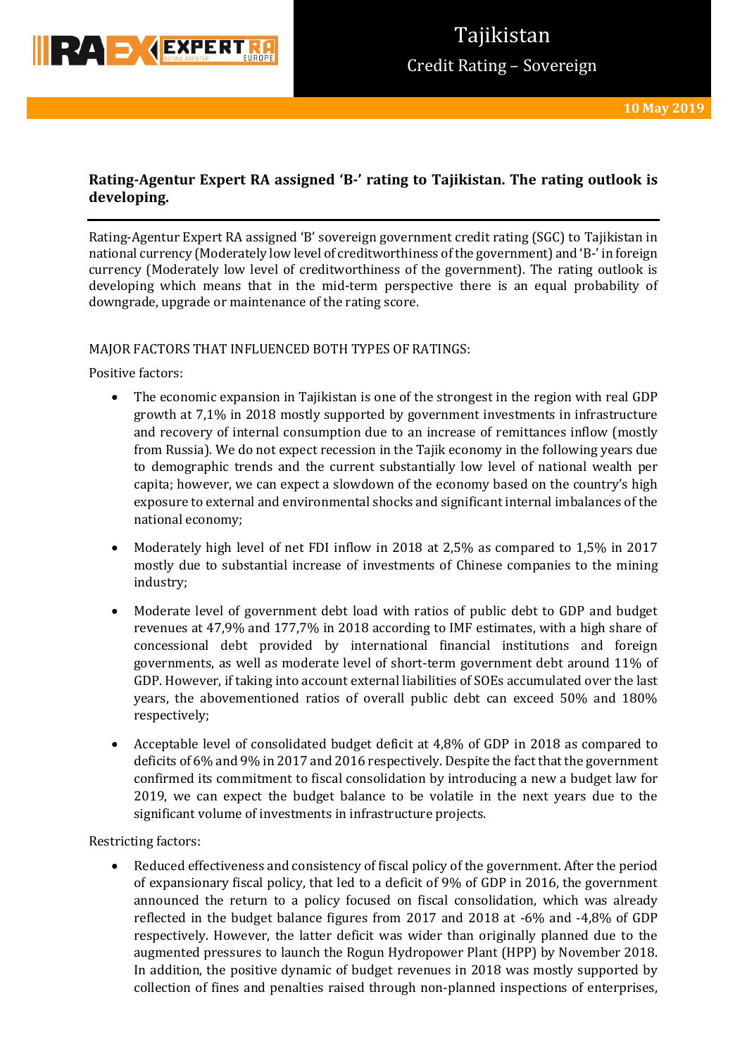# Tajikistan

## Credit Rating – Sovereign

**10 May 2019**

**Rating-Agentur Expert RA assigned 'B-' rating to Tajikistan. The rating outlook is developing.**

Rating-Agentur Expert RA assigned 'B' sovereign government credit rating (SGC) to Tajikistan in national currency (Moderately low level of creditworthiness of the government) and 'B-' in foreign currency (Moderately low level of creditworthiness of the government). The rating outlook is developing which means that in the mid-term perspective there is an equal probability of downgrade, upgrade or maintenance of the rating score.

MAJOR FACTORS THAT INFLUENCED BOTH TYPES OF RATINGS:

Positive factors:

- The economic expansion in Tajikistan is one of the strongest in the region with real GDP growth at 7,1% in 2018 mostly supported by government investments in infrastructure and recovery of internal consumption due to an increase of remittances inflow (mostly from Russia). We do not expect recession in the Tajik economy in the following years due to demographic trends and the current substantially low level of national wealth per capita; however, we can expect a slowdown of the economy based on the country's high exposure to external and environmental shocks and significant internal imbalances of the national economy;
- Moderately high level of net FDI inflow in 2018 at 2,5% as compared to 1,5% in 2017 mostly due to substantial increase of investments of Chinese companies to the mining industry;
- Moderate level of government debt load with ratios of public debt to GDP and budget revenues at 47,9% and 177,7% in 2018 according to IMF estimates, with a high share of concessional debt provided by international financial institutions and foreign governments, as well as moderate level of short-term government debt around 11% of GDP. However, if taking into account external liabilities of SOEs accumulated over the last years, the abovementioned ratios of overall public debt can exceed 50% and 180% respectively;
- Acceptable level of consolidated budget deficit at 4,8% of GDP in 2018 as compared to deficits of 6% and 9% in 2017 and 2016 respectively. Despite the fact that the government confirmed its commitment to fiscal consolidation by introducing a new a budget law for 2019, we can expect the budget balance to be volatile in the next years due to the significant volume of investments in infrastructure projects.

Restricting factors:

- Reduced effectiveness and consistency of fiscal policy of the government. After the period of expansionary fiscal policy, that led to a deficit of 9% of GDP in 2016, the government announced the return to a policy focused on fiscal consolidation, which was already reflected in the budget balance figures from 2017 and 2018 at -6% and -4,8% of GDP respectively. However, the latter deficit was wider than originally planned due to the augmented pressures to launch the Rogun Hydropower Plant (HPP) by November 2018. In addition, the positive dynamic of budget revenues in 2018 was mostly supported by collection of fines and penalties raised through non-planned inspections of enterprises,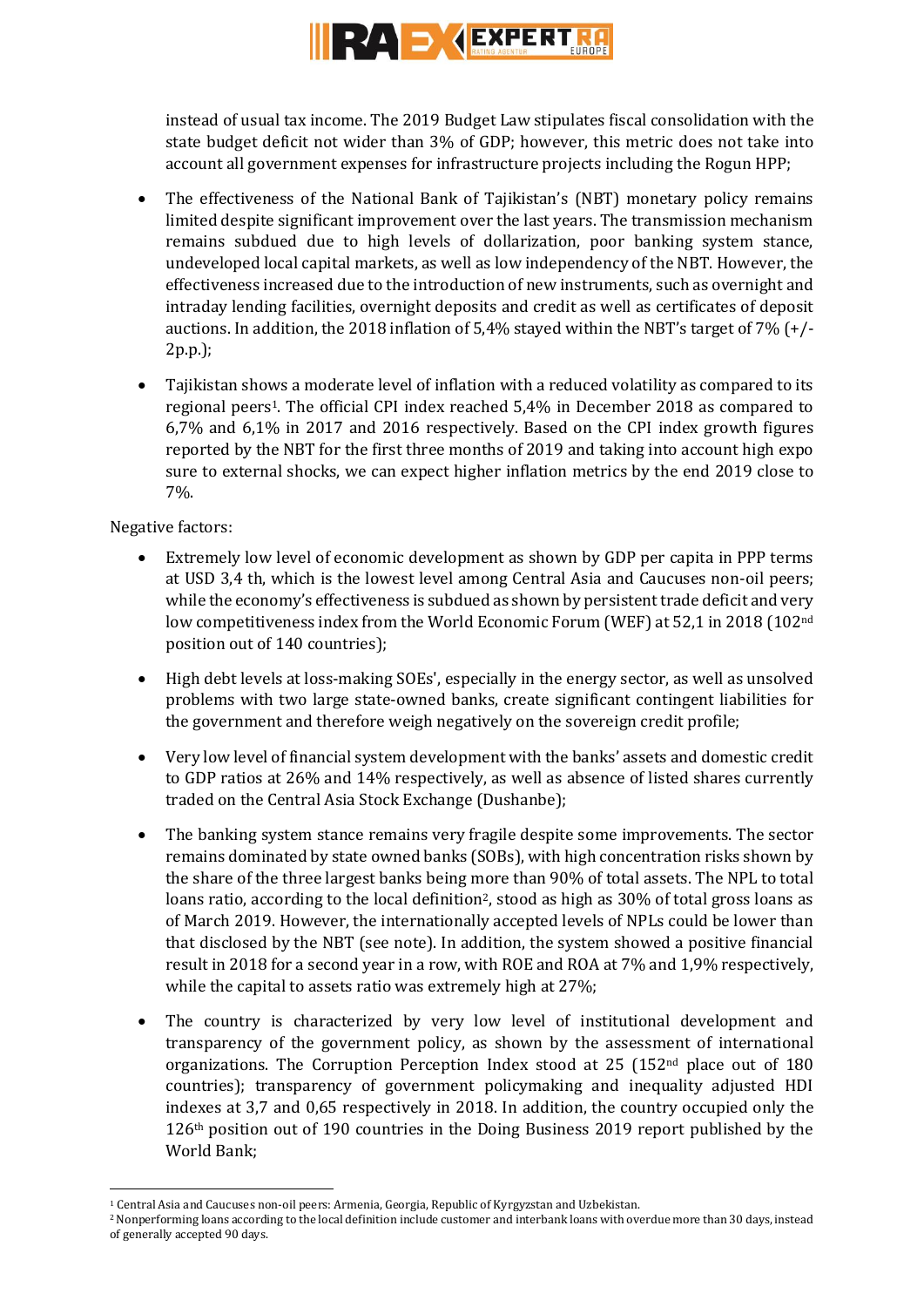instead of usual tax income. The 2019 Budget Law stipulates fiscal consolidation with the state budget deficit not wider than 3% of GDP; however, this metric does not take into account all government expenses for infrastructure projects including the Rogun HPP;

- The effectiveness of the National Bank of Tajikistan's (NBT) monetary policy remains limited despite significant improvement over the last years. The transmission mechanism remains subdued due to high levels of dollarization, poor banking system stance, undeveloped local capital markets, as well as low independency of the NBT. However, the effectiveness increased due to the introduction of new instruments, such as overnight and intraday lending facilities, overnight deposits and credit as well as certificates of deposit auctions. In addition, the 2018 inflation of 5,4% stayed within the NBT's target of 7% (+/-2p.p.);
- Tajikistan shows a moderate level of inflation with a reduced volatility as compared to its regional peers[1]. The official CPI index reached 5,4% in December 2018 as compared to 6,7% and 6,1% in 2017 and 2016 respectively. Based on the CPI index growth figures reported by the NBT for the first three months of 2019 and taking into account high expo sure to external shocks, we can expect higher inflation metrics by the end 2019 close to 7%.

Negative factors:

- Extremely low level of economic development as shown by GDP per capita in PPP terms at USD 3,4 th, which is the lowest level among Central Asia and Caucuses non-oil peers; while the economy's effectiveness is subdued as shown by persistent trade deficit and very low competitiveness index from the World Economic Forum (WEF) at 52,1 in 2018 (102nd position out of 140 countries);
- High debt levels at loss-making SOEs', especially in the energy sector, as well as unsolved problems with two large state-owned banks, create significant contingent liabilities for the government and therefore weigh negatively on the sovereign credit profile;
- Very low level of financial system development with the banks' assets and domestic credit to GDP ratios at 26% and 14% respectively, as well as absence of listed shares currently traded on the Central Asia Stock Exchange (Dushanbe);
- The banking system stance remains very fragile despite some improvements. The sector remains dominated by state owned banks (SOBs), with high concentration risks shown by the share of the three largest banks being more than 90% of total assets. The NPL to total loans ratio, according to the local definition[2], stood as high as 30% of total gross loans as of March 2019. However, the internationally accepted levels of NPLs could be lower than that disclosed by the NBT (see note). In addition, the system showed a positive financial result in 2018 for a second year in a row, with ROE and ROA at 7% and 1,9% respectively, while the capital to assets ratio was extremely high at 27%;
- The country is characterized by very low level of institutional development and transparency of the government policy, as shown by the assessment of international organizations. The Corruption Perception Index stood at 25 (152nd place out of 180 countries); transparency of government policymaking and inequality adjusted HDI indexes at 3,7 and 0,65 respectively in 2018. In addition, the country occupied only the 126th position out of 190 countries in the Doing Business 2019 report published by the World Bank;

[1] Central Asia and Caucuses non-oil peers: Armenia, Georgia, Republic of Kyrgyzstan and Uzbekistan.

[2] Nonperforming loans according to the local definition include customer and interbank loans with overdue more than 30 days, instead of generally accepted 90 days.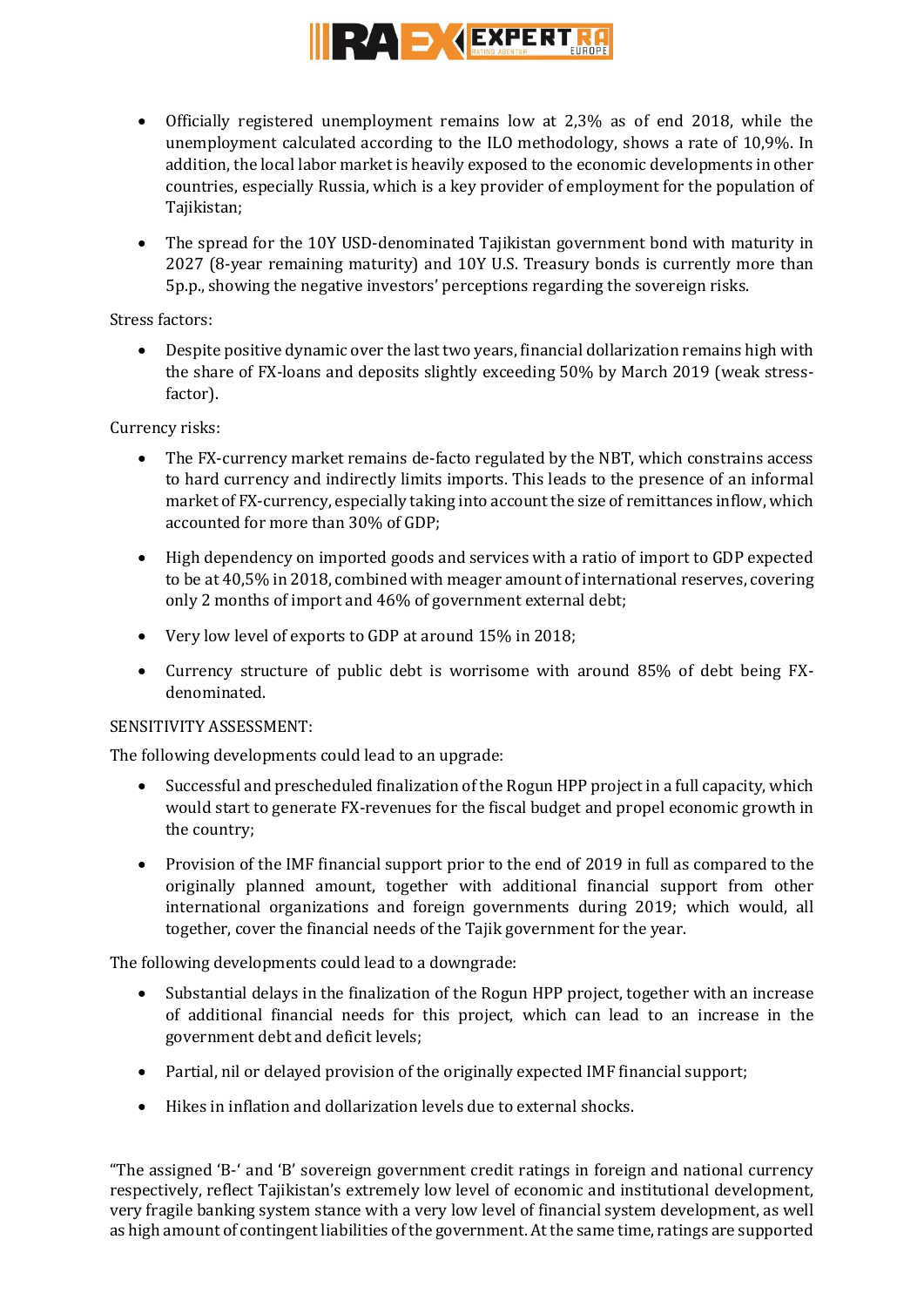- Officially registered unemployment remains low at 2,3% as of end 2018, while the unemployment calculated according to the ILO methodology, shows a rate of 10,9%. In addition, the local labor market is heavily exposed to the economic developments in other countries, especially Russia, which is a key provider of employment for the population of Tajikistan;
- The spread for the 10Y USD-denominated Tajikistan government bond with maturity in 2027 (8-year remaining maturity) and 10Y U.S. Treasury bonds is currently more than 5p.p., showing the negative investors' perceptions regarding the sovereign risks.

Stress factors:

- Despite positive dynamic over the last two years, financial dollarization remains high with the share of FX-loans and deposits slightly exceeding 50% by March 2019 (weak stress-factor).

Currency risks:

- The FX-currency market remains de-facto regulated by the NBT, which constrains access to hard currency and indirectly limits imports. This leads to the presence of an informal market of FX-currency, especially taking into account the size of remittances inflow, which accounted for more than 30% of GDP;
- High dependency on imported goods and services with a ratio of import to GDP expected to be at 40,5% in 2018, combined with meager amount of international reserves, covering only 2 months of import and 46% of government external debt;
- Very low level of exports to GDP at around 15% in 2018;
- Currency structure of public debt is worrisome with around 85% of debt being FX-denominated.

SENSITIVITY ASSESSMENT:

The following developments could lead to an upgrade:

- Successful and prescheduled finalization of the Rogun HPP project in a full capacity, which would start to generate FX-revenues for the fiscal budget and propel economic growth in the country;
- Provision of the IMF financial support prior to the end of 2019 in full as compared to the originally planned amount, together with additional financial support from other international organizations and foreign governments during 2019; which would, all together, cover the financial needs of the Tajik government for the year.

The following developments could lead to a downgrade:

- Substantial delays in the finalization of the Rogun HPP project, together with an increase of additional financial needs for this project, which can lead to an increase in the government debt and deficit levels;
- Partial, nil or delayed provision of the originally expected IMF financial support;
- Hikes in inflation and dollarization levels due to external shocks.

"The assigned 'B-' and 'B' sovereign government credit ratings in foreign and national currency respectively, reflect Tajikistan's extremely low level of economic and institutional development, very fragile banking system stance with a very low level of financial system development, as well as high amount of contingent liabilities of the government. At the same time, ratings are supported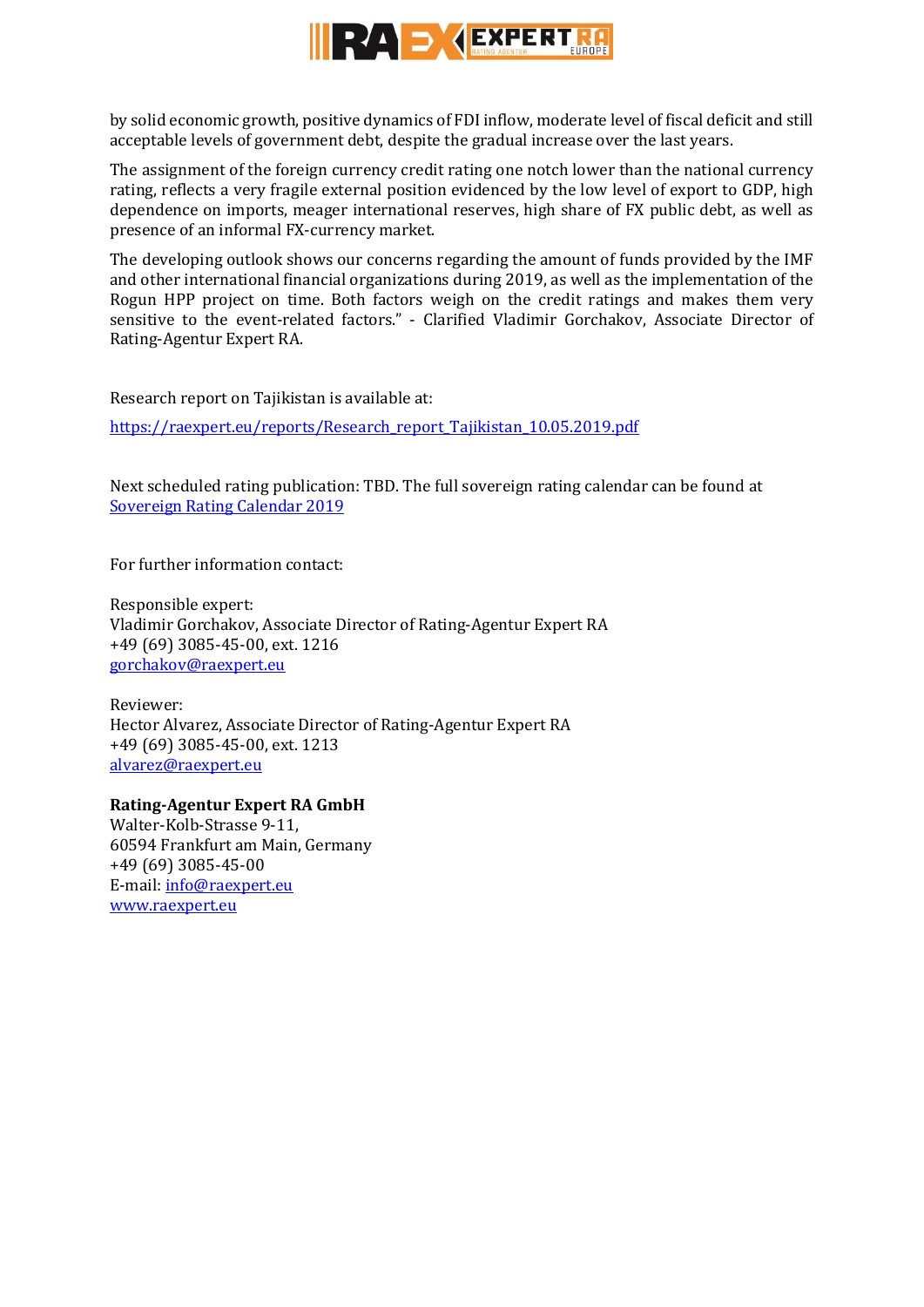by solid economic growth, positive dynamics of FDI inflow, moderate level of fiscal deficit and still acceptable levels of government debt, despite the gradual increase over the last years.

The assignment of the foreign currency credit rating one notch lower than the national currency rating, reflects a very fragile external position evidenced by the low level of export to GDP, high dependence on imports, meager international reserves, high share of FX public debt, as well as presence of an informal FX-currency market.

The developing outlook shows our concerns regarding the amount of funds provided by the IMF and other international financial organizations during 2019, as well as the implementation of the Rogun HPP project on time. Both factors weigh on the credit ratings and makes them very sensitive to the event-related factors." - Clarified Vladimir Gorchakov, Associate Director of Rating-Agentur Expert RA.

Research report on Tajikistan is available at:

[https://raexpert.eu/reports/Research_report_Tajikistan_10.05.2019.pdf](https://raexpert.eu/reports/Research_report_Tajikistan_10.05.2019.pdf)

Next scheduled rating publication: TBD. The full sovereign rating calendar can be found at [Sovereign Rating Calendar 2019]()

For further information contact:

Responsible expert:
Vladimir Gorchakov, Associate Director of Rating-Agentur Expert RA
+49 (69) 3085-45-00, ext. 1216
[gorchakov@raexpert.eu](mailto:gorchakov@raexpert.eu)

Reviewer:
Hector Alvarez, Associate Director of Rating-Agentur Expert RA
+49 (69) 3085-45-00, ext. 1213
[alvarez@raexpert.eu](mailto:alvarez@raexpert.eu)

**Rating-Agentur Expert RA GmbH**
Walter-Kolb-Strasse 9-11,
60594 Frankfurt am Main, Germany
+49 (69) 3085-45-00
E-mail: [info@raexpert.eu](mailto:info@raexpert.eu)
[www.raexpert.eu](http://www.raexpert.eu)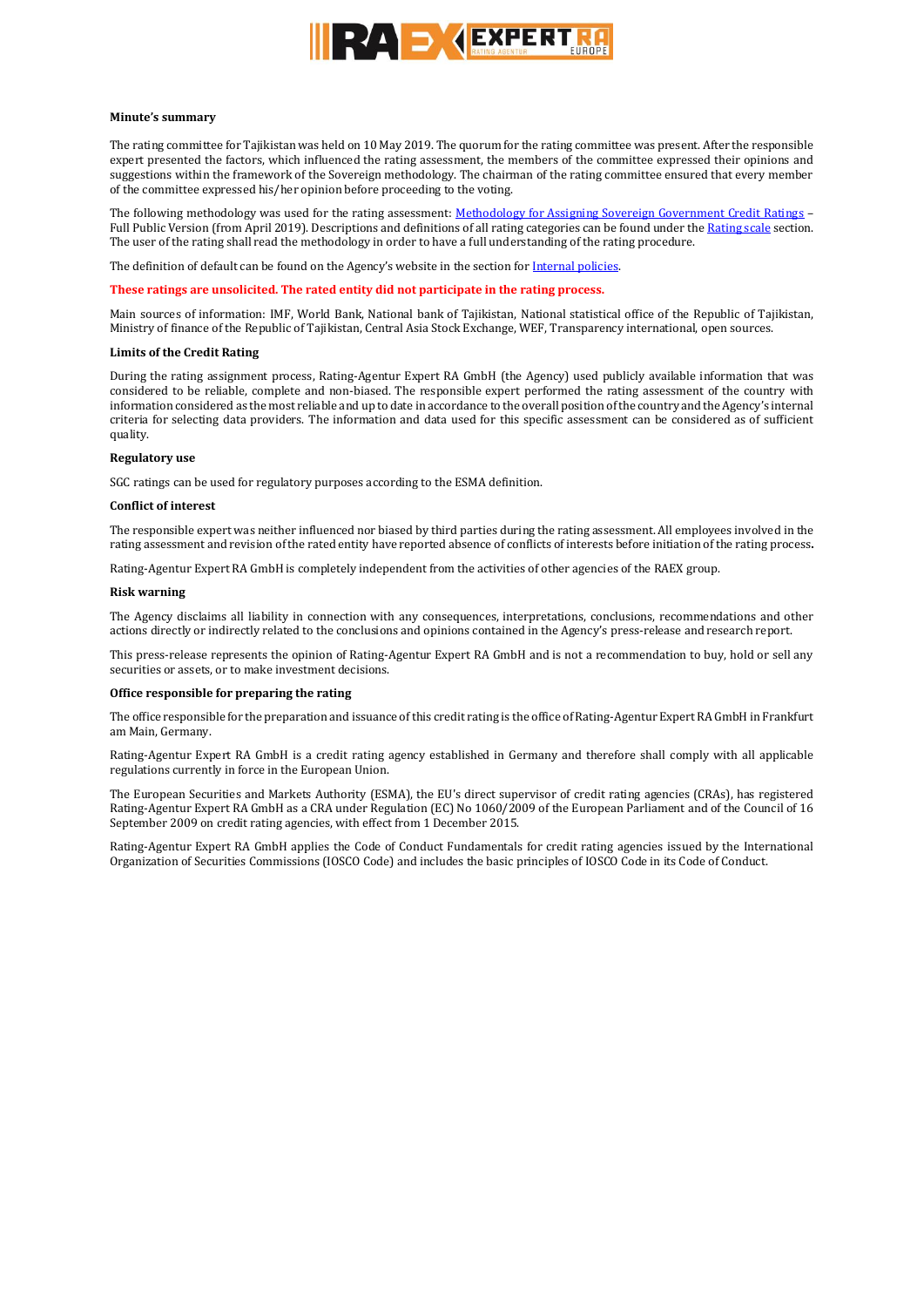**Minute's summary**

The rating committee for Tajikistan was held on 10 May 2019. The quorum for the rating committee was present. After the responsible expert presented the factors, which influenced the rating assessment, the members of the committee expressed their opinions and suggestions within the framework of the Sovereign methodology. The chairman of the rating committee ensured that every member of the committee expressed his/her opinion before proceeding to the voting.

The following methodology was used for the rating assessment: Methodology for Assigning Sovereign Government Credit Ratings – Full Public Version (from April 2019). Descriptions and definitions of all rating categories can be found under the Rating scale section. The user of the rating shall read the methodology in order to have a full understanding of the rating procedure.

The definition of default can be found on the Agency's website in the section for Internal policies.

**These ratings are unsolicited. The rated entity did not participate in the rating process.**

Main sources of information: IMF, World Bank, National bank of Tajikistan, National statistical office of the Republic of Tajikistan, Ministry of finance of the Republic of Tajikistan, Central Asia Stock Exchange, WEF, Transparency international, open sources.

**Limits of the Credit Rating**

During the rating assignment process, Rating-Agentur Expert RA GmbH (the Agency) used publicly available information that was considered to be reliable, complete and non-biased. The responsible expert performed the rating assessment of the country with information considered as the most reliable and up to date in accordance to the overall position of the country and the Agency's internal criteria for selecting data providers. The information and data used for this specific assessment can be considered as of sufficient quality.

**Regulatory use**

SGC ratings can be used for regulatory purposes according to the ESMA definition.

**Conflict of interest**

The responsible expert was neither influenced nor biased by third parties during the rating assessment. All employees involved in the rating assessment and revision of the rated entity have reported absence of conflicts of interests before initiation of the rating process**.**

Rating-Agentur Expert RA GmbH is completely independent from the activities of other agencies of the RAEX group.

**Risk warning**

The Agency disclaims all liability in connection with any consequences, interpretations, conclusions, recommendations and other actions directly or indirectly related to the conclusions and opinions contained in the Agency's press-release and research report.

This press-release represents the opinion of Rating-Agentur Expert RA GmbH and is not a recommendation to buy, hold or sell any securities or assets, or to make investment decisions.

**Office responsible for preparing the rating**

The office responsible for the preparation and issuance of this credit rating is the office of Rating-Agentur Expert RA GmbH in Frankfurt am Main, Germany.

Rating-Agentur Expert RA GmbH is a credit rating agency established in Germany and therefore shall comply with all applicable regulations currently in force in the European Union.

The European Securities and Markets Authority (ESMA), the EU's direct supervisor of credit rating agencies (CRAs), has registered Rating-Agentur Expert RA GmbH as a CRA under Regulation (EC) No 1060/2009 of the European Parliament and of the Council of 16 September 2009 on credit rating agencies, with effect from 1 December 2015.

Rating-Agentur Expert RA GmbH applies the Code of Conduct Fundamentals for credit rating agencies issued by the International Organization of Securities Commissions (IOSCO Code) and includes the basic principles of IOSCO Code in its Code of Conduct.